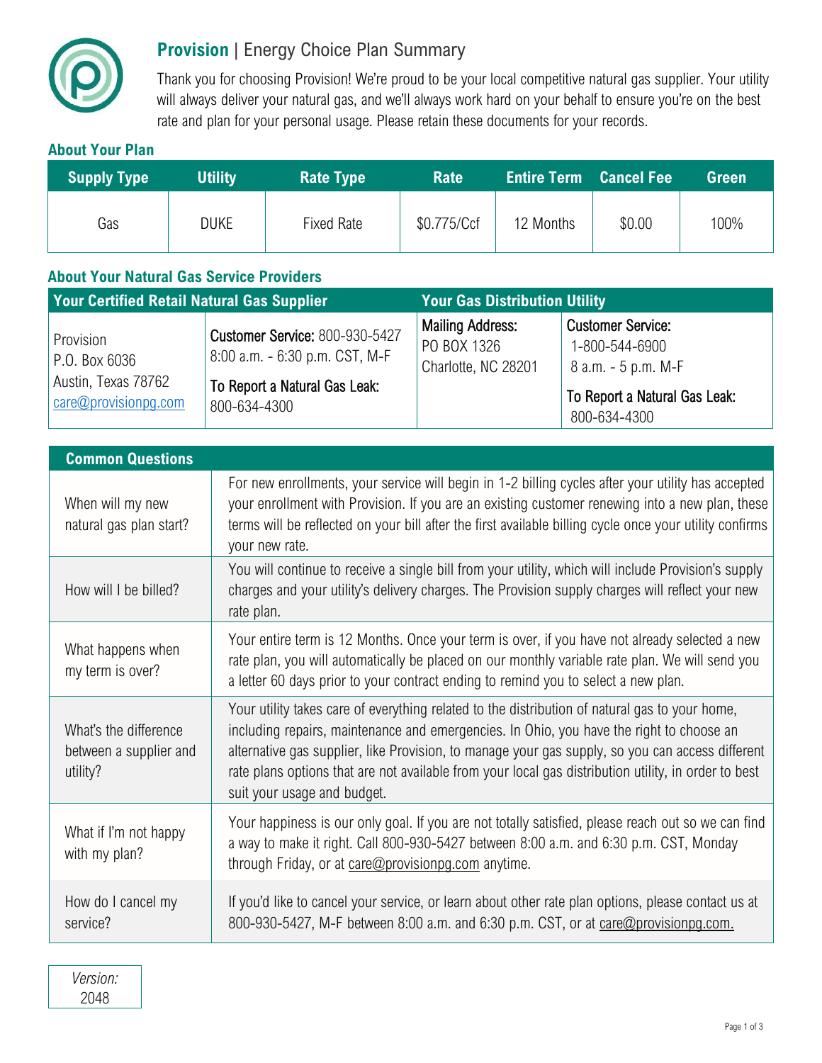# **Provision** | Energy Choice Plan Summary

Thank you for choosing Provision! We're proud to be your local competitive natural gas supplier. Your utility will always deliver your natural gas, and we'll always work hard on your behalf to ensure you're on the best rate and plan for your personal usage. Please retain these documents for your records.

## About Your Plan

| Supply Type | Utility | Rate Type | Rate | Entire Term | Cancel Fee | Green |
|---|---|---|---|---|---|---|
| Gas | DUKE | Fixed Rate | $0.775/Ccf | 12 Months | $0.00 | 100% |

## About Your Natural Gas Service Providers

| Your Certified Retail Natural Gas Supplier | | Your Gas Distribution Utility | |
|---|---|---|---|
| Provision<br>P.O. Box 6036<br>Austin, Texas 78762<br>care@provisionpg.com | Customer Service: 800-930-5427<br>8:00 a.m. - 6:30 p.m. CST, M-F<br>To Report a Natural Gas Leak:<br>800-634-4300 | Mailing Address:<br>PO BOX 1326<br>Charlotte, NC 28201 | Customer Service:<br>1-800-544-6900<br>8 a.m. - 5 p.m. M-F<br>To Report a Natural Gas Leak:<br>800-634-4300 |

| Common Questions | |
|---|---|
| When will my new natural gas plan start? | For new enrollments, your service will begin in 1-2 billing cycles after your utility has accepted your enrollment with Provision. If you are an existing customer renewing into a new plan, these terms will be reflected on your bill after the first available billing cycle once your utility confirms your new rate. |
| How will I be billed? | You will continue to receive a single bill from your utility, which will include Provision's supply charges and your utility's delivery charges. The Provision supply charges will reflect your new rate plan. |
| What happens when my term is over? | Your entire term is 12 Months. Once your term is over, if you have not already selected a new rate plan, you will automatically be placed on our monthly variable rate plan. We will send you a letter 60 days prior to your contract ending to remind you to select a new plan. |
| What's the difference between a supplier and utility? | Your utility takes care of everything related to the distribution of natural gas to your home, including repairs, maintenance and emergencies. In Ohio, you have the right to choose an alternative gas supplier, like Provision, to manage your gas supply, so you can access different rate plans options that are not available from your local gas distribution utility, in order to best suit your usage and budget. |
| What if I'm not happy with my plan? | Your happiness is our only goal. If you are not totally satisfied, please reach out so we can find a way to make it right. Call 800-930-5427 between 8:00 a.m. and 6:30 p.m. CST, Monday through Friday, or at care@provisionpg.com anytime. |
| How do I cancel my service? | If you'd like to cancel your service, or learn about other rate plan options, please contact us at 800-930-5427, M-F between 8:00 a.m. and 6:30 p.m. CST, or at care@provisionpg.com. |

*Version:*
2048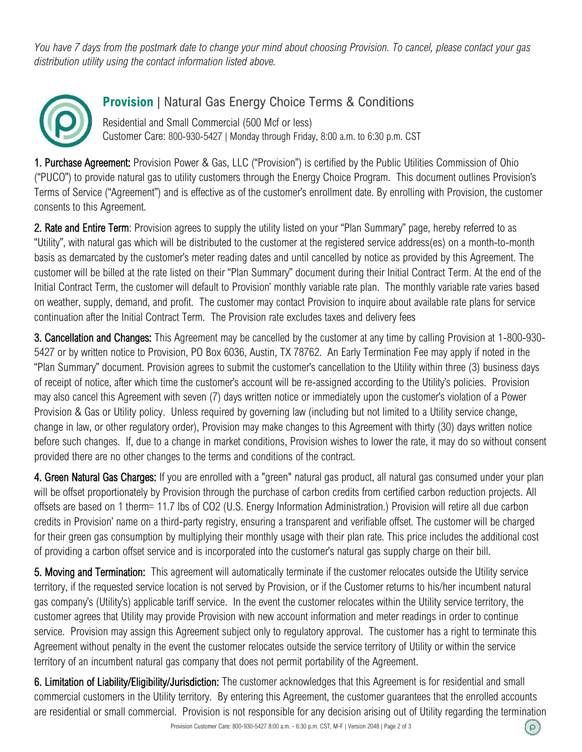*You have 7 days from the postmark date to change your mind about choosing Provision. To cancel, please contact your gas distribution utility using the contact information listed above.*

## **Provision** | Natural Gas Energy Choice Terms & Conditions

Residential and Small Commercial (500 Mcf or less)
Customer Care: 800-930-5427 | Monday through Friday, 8:00 a.m. to 6:30 p.m. CST

**1. Purchase Agreement:** Provision Power & Gas, LLC ("Provision") is certified by the Public Utilities Commission of Ohio ("PUCO") to provide natural gas to utility customers through the Energy Choice Program. This document outlines Provision's Terms of Service ("Agreement") and is effective as of the customer's enrollment date. By enrolling with Provision, the customer consents to this Agreement.

**2. Rate and Entire Term**: Provision agrees to supply the utility listed on your "Plan Summary" page, hereby referred to as "Utility", with natural gas which will be distributed to the customer at the registered service address(es) on a month-to-month basis as demarcated by the customer's meter reading dates and until cancelled by notice as provided by this Agreement. The customer will be billed at the rate listed on their "Plan Summary" document during their Initial Contract Term. At the end of the Initial Contract Term, the customer will default to Provision' monthly variable rate plan. The monthly variable rate varies based on weather, supply, demand, and profit. The customer may contact Provision to inquire about available rate plans for service continuation after the Initial Contract Term. The Provision rate excludes taxes and delivery fees

**3. Cancellation and Changes:** This Agreement may be cancelled by the customer at any time by calling Provision at 1-800-930-5427 or by written notice to Provision, PO Box 6036, Austin, TX 78762. An Early Termination Fee may apply if noted in the "Plan Summary" document. Provision agrees to submit the customer's cancellation to the Utility within three (3) business days of receipt of notice, after which time the customer's account will be re-assigned according to the Utility's policies. Provision may also cancel this Agreement with seven (7) days written notice or immediately upon the customer's violation of a Power Provision & Gas or Utility policy. Unless required by governing law (including but not limited to a Utility service change, change in law, or other regulatory order), Provision may make changes to this Agreement with thirty (30) days written notice before such changes. If, due to a change in market conditions, Provision wishes to lower the rate, it may do so without consent provided there are no other changes to the terms and conditions of the contract.

**4. Green Natural Gas Charges:** If you are enrolled with a "green" natural gas product, all natural gas consumed under your plan will be offset proportionately by Provision through the purchase of carbon credits from certified carbon reduction projects. All offsets are based on 1 therm= 11.7 lbs of $CO_2$ (U.S. Energy Information Administration.) Provision will retire all due carbon credits in Provision' name on a third-party registry, ensuring a transparent and verifiable offset. The customer will be charged for their green gas consumption by multiplying their monthly usage with their plan rate. This price includes the additional cost of providing a carbon offset service and is incorporated into the customer's natural gas supply charge on their bill.

**5. Moving and Termination:** This agreement will automatically terminate if the customer relocates outside the Utility service territory, if the requested service location is not served by Provision, or if the Customer returns to his/her incumbent natural gas company's (Utility's) applicable tariff service. In the event the customer relocates within the Utility service territory, the customer agrees that Utility may provide Provision with new account information and meter readings in order to continue service. Provision may assign this Agreement subject only to regulatory approval. The customer has a right to terminate this Agreement without penalty in the event the customer relocates outside the service territory of Utility or within the service territory of an incumbent natural gas company that does not permit portability of the Agreement.

**6. Limitation of Liability/Eligibility/Jurisdiction:** The customer acknowledges that this Agreement is for residential and small commercial customers in the Utility territory. By entering this Agreement, the customer guarantees that the enrolled accounts are residential or small commercial. Provision is not responsible for any decision arising out of Utility regarding the termination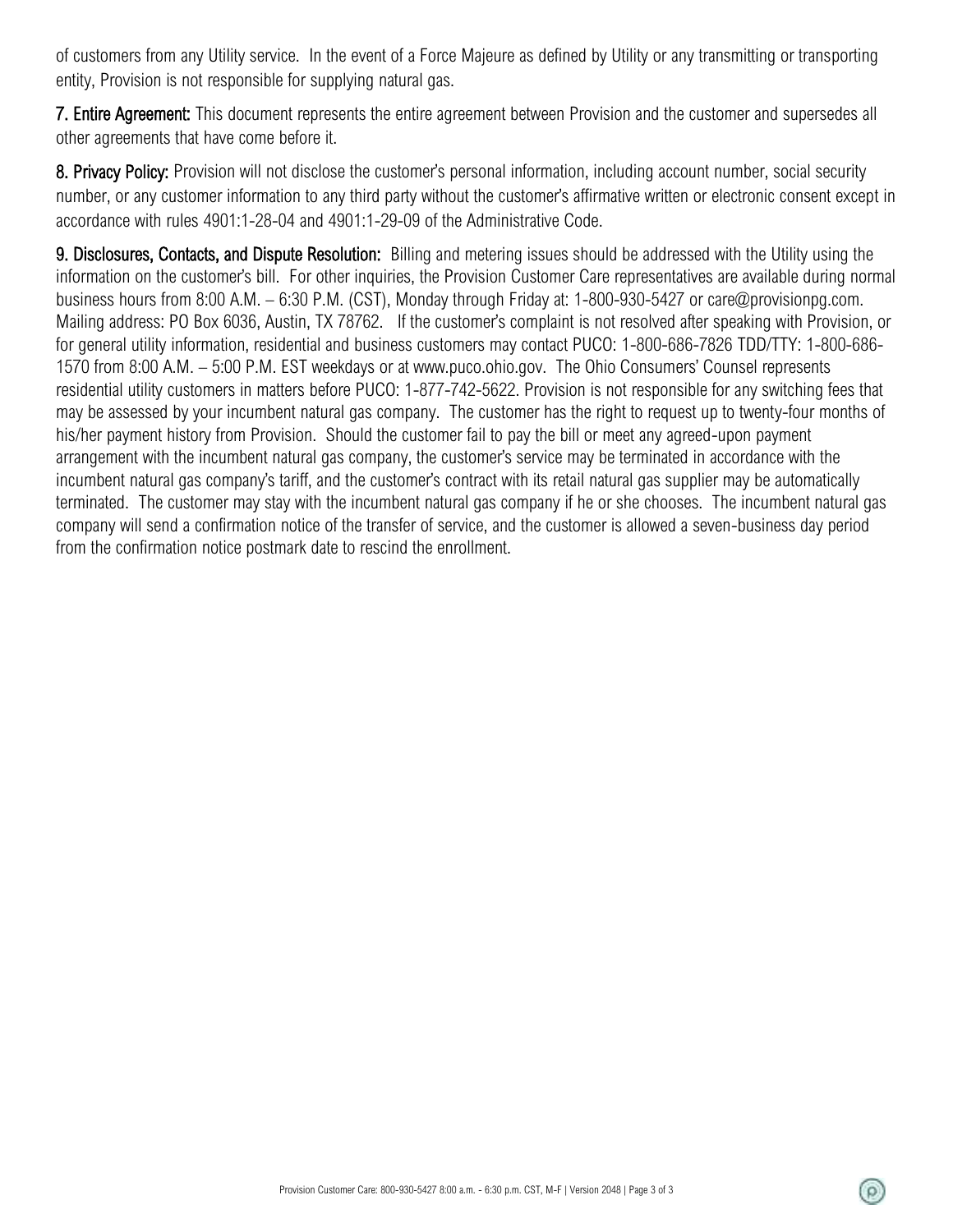of customers from any Utility service. In the event of a Force Majeure as defined by Utility or any transmitting or transporting entity, Provision is not responsible for supplying natural gas.

**7. Entire Agreement:** This document represents the entire agreement between Provision and the customer and supersedes all other agreements that have come before it.

**8. Privacy Policy:** Provision will not disclose the customer's personal information, including account number, social security number, or any customer information to any third party without the customer's affirmative written or electronic consent except in accordance with rules 4901:1-28-04 and 4901:1-29-09 of the Administrative Code.

**9. Disclosures, Contacts, and Dispute Resolution:** Billing and metering issues should be addressed with the Utility using the information on the customer's bill. For other inquiries, the Provision Customer Care representatives are available during normal business hours from 8:00 A.M. – 6:30 P.M. (CST), Monday through Friday at: 1-800-930-5427 or care@provisionpg.com. Mailing address: PO Box 6036, Austin, TX 78762. If the customer's complaint is not resolved after speaking with Provision, or for general utility information, residential and business customers may contact PUCO: 1-800-686-7826 TDD/TTY: 1-800-686-1570 from 8:00 A.M. – 5:00 P.M. EST weekdays or at www.puco.ohio.gov. The Ohio Consumers' Counsel represents residential utility customers in matters before PUCO: 1-877-742-5622. Provision is not responsible for any switching fees that may be assessed by your incumbent natural gas company. The customer has the right to request up to twenty-four months of his/her payment history from Provision. Should the customer fail to pay the bill or meet any agreed-upon payment arrangement with the incumbent natural gas company, the customer's service may be terminated in accordance with the incumbent natural gas company's tariff, and the customer's contract with its retail natural gas supplier may be automatically terminated. The customer may stay with the incumbent natural gas company if he or she chooses. The incumbent natural gas company will send a confirmation notice of the transfer of service, and the customer is allowed a seven-business day period from the confirmation notice postmark date to rescind the enrollment.